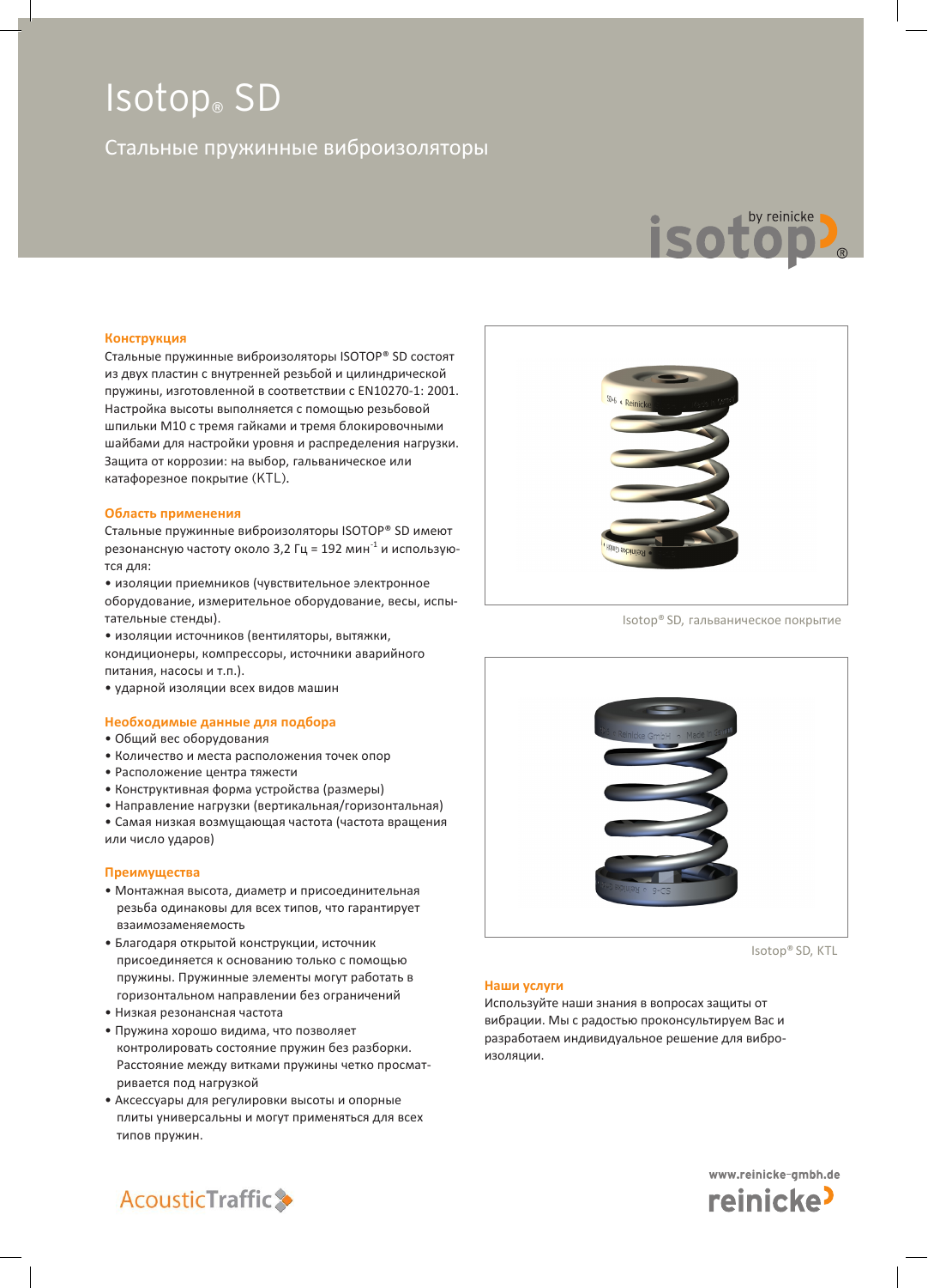# Isotop® SD

Стальные пружинные виброизоляторы

### Конструкция

Стальные пружинные виброизоляторы ISOTOP® SD состоят из двух пластин с внутренней резьбой и цилиндрической пружины, изготовленной в соответствии с EN10270-1: 2001. Настройка высоты выполняется с помощью резьбовой шпильки M10 с тремя гайками и тремя блокировочными шайбами для настройки уровня и распределения нагрузки. Защита от коррозии: на выбор, гальваническое или катафорезное покрытие (KTL).

### Область применения

Стальные пружинные виброизоляторы ISOTOP® SD имеют резонансную частоту около 3,2 Гц = 192 мин$^{-1}$ и используются для:

- изоляции приемников (чувствительное электронное оборудование, измерительное оборудование, весы, испытательные стенды).
- изоляции источников (вентиляторы, вытяжки, кондиционеры, компрессоры, источники аварийного питания, насосы и т.п.).
- ударной изоляции всех видов машин

### Необходимые данные для подбора

- Общий вес оборудования
- Количество и места расположения точек опор
- Расположение центра тяжести
- Конструктивная форма устройства (размеры)
- Направление нагрузки (вертикальная/горизонтальная)
- Самая низкая возмущающая частота (частота вращения или число ударов)

### Преимущества

- Монтажная высота, диаметр и присоединительная резьба одинаковы для всех типов, что гарантирует взаимозаменяемость
- Благодаря открытой конструкции, источник присоединяется к основанию только с помощью пружины. Пружинные элементы могут работать в горизонтальном направлении без ограничений
- Низкая резонансная частота
- Пружина хорошо видима, что позволяет контролировать состояние пружин без разборки. Расстояние между витками пружины четко просматривается под нагрузкой
- Аксессуары для регулировки высоты и опорные плиты универсальны и могут применяться для всех типов пружин.

Isotop® SD, гальваническое покрытие

Isotop® SD, KTL

### Наши услуги

Используйте наши знания в вопросах защиты от вибрации. Мы с радостью проконсультируем Вас и разработаем индивидуальное решение для виброизоляции.

AcousticTraffic

www.reinicke-gmbh.de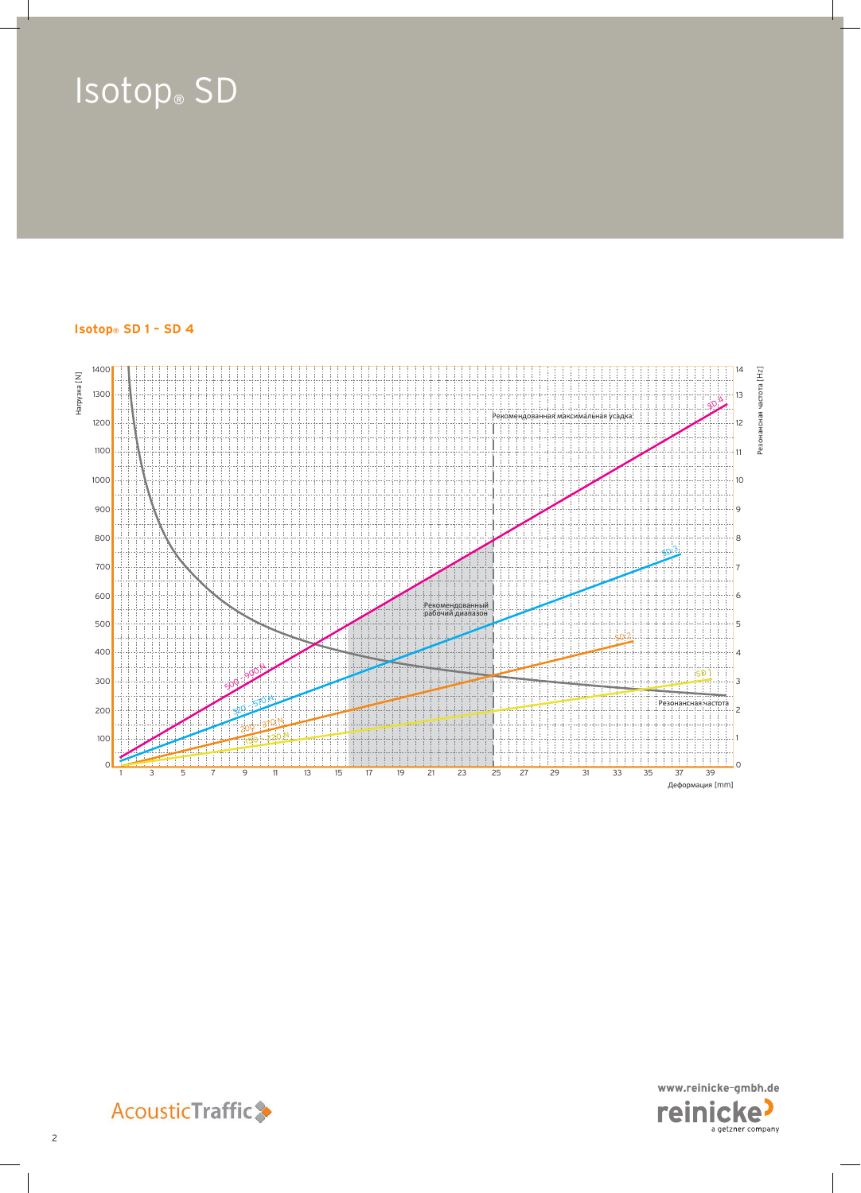# Isotop® SD

**Isotop® SD 1 – SD 4**

Нагрузка [N]

Резонансная частота [Hz]

Рекомендованная максимальная усадка

Рекомендованный рабочий диапазон

Резонансная частота

SD 4: 500 – 900 N

SD 3: 320 – 570 N

SD 2: 200 – 370 N

SD 1: 130 – 230 N

Деформация [mm]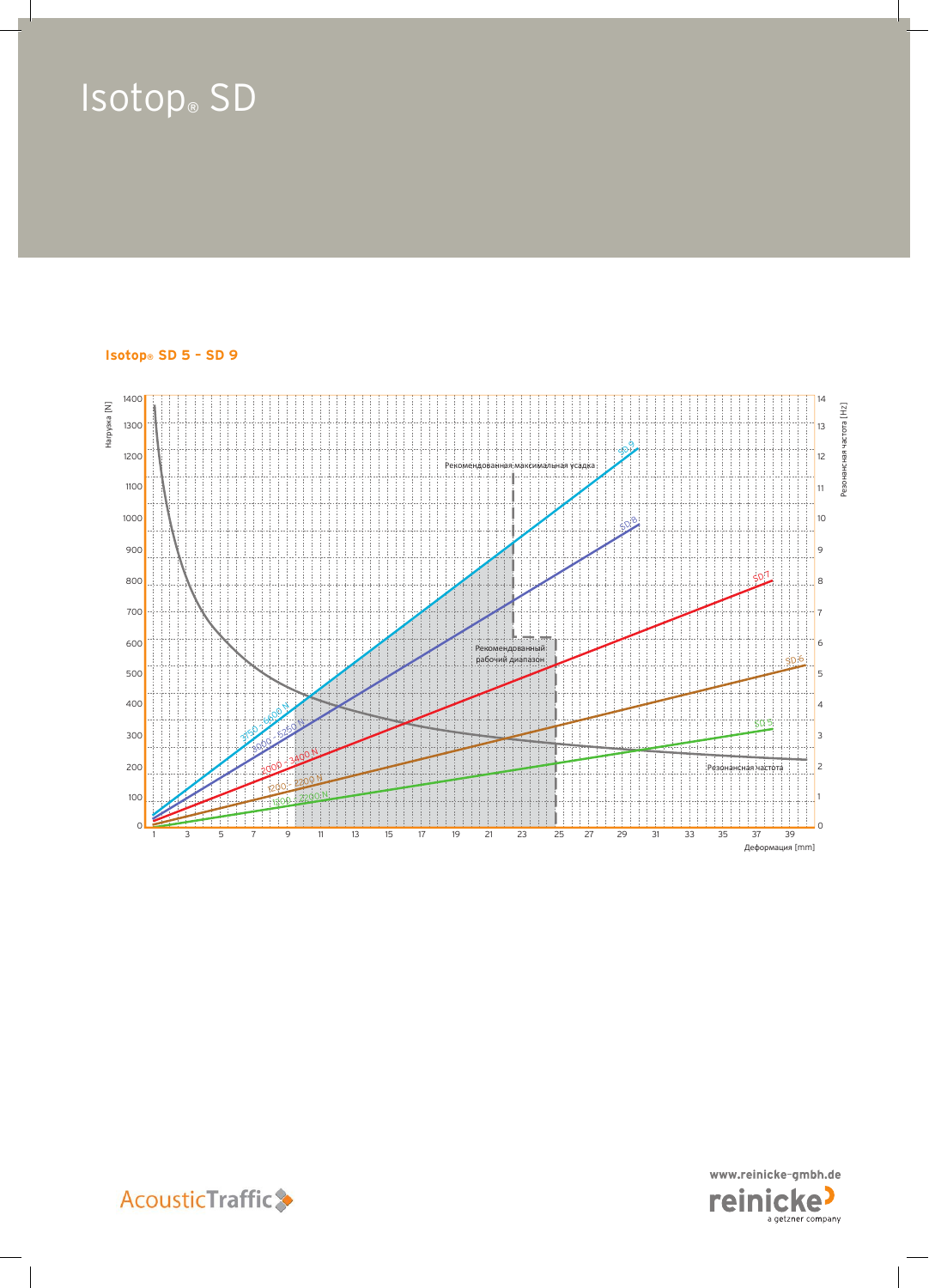# Isotop® SD

## Isotop® SD 5 – SD 9

Нагрузка [N]

Резонансная частота [Hz]

Рекомендованная максимальная усадка

Рекомендованный рабочий диапазон

Резонансная частота

SD 9: 3750 - 5600 N

SD 8: 3000 - 5250 N

SD 7: 2000 - 3400 N

SD 6: 1200 - 2200 N

SD 5: 800 - 1200 N

Деформация [mm]

www.reinicke-gmbh.de

AcousticTraffic

reinicke a getzner company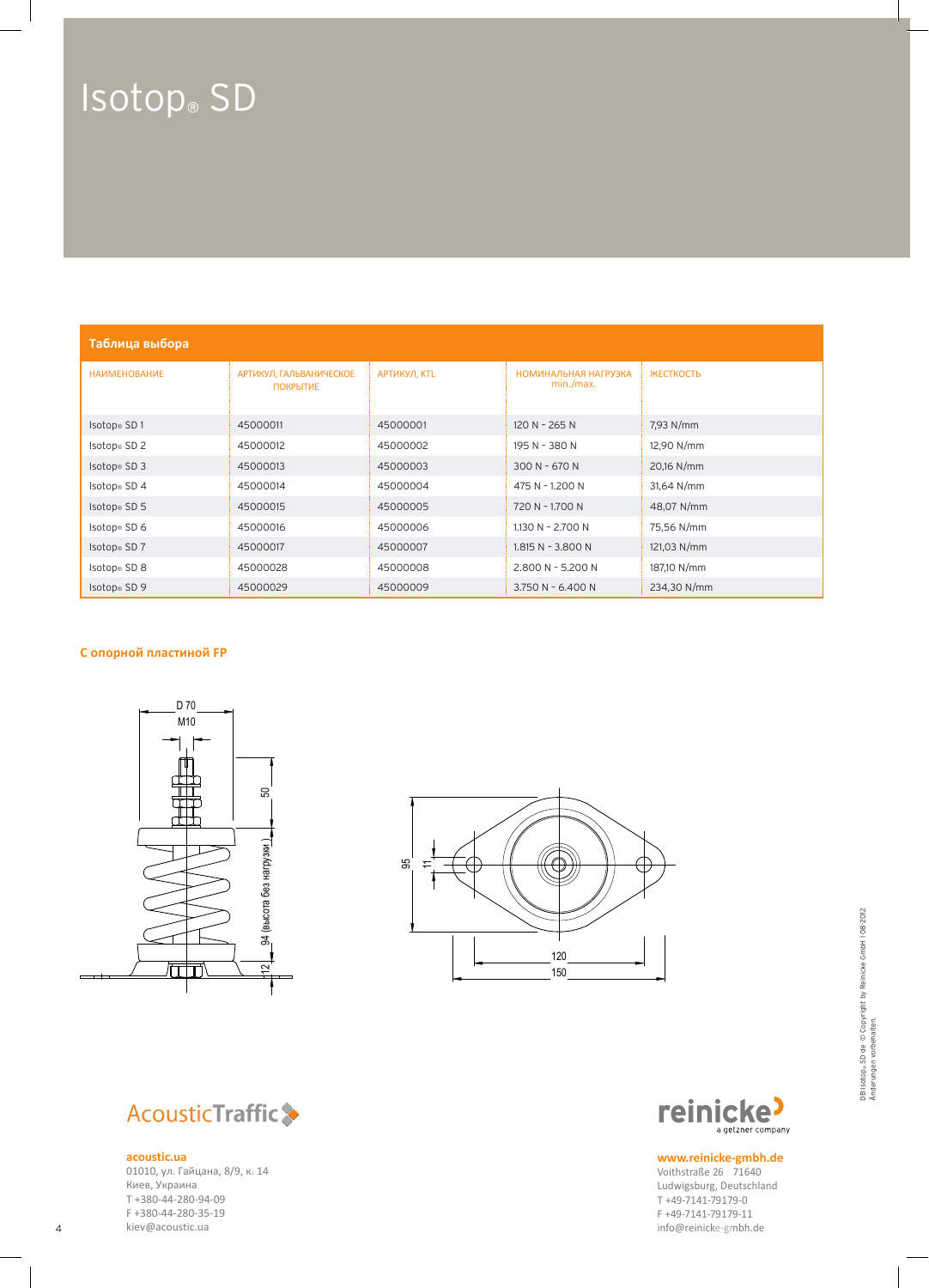# Isotop® SD

## Таблица выбора

| НАИМЕНОВАНИЕ | АРТИКУЛ, ГАЛЬВАНИЧЕСКОЕ ПОКРЫТИЕ | АРТИКУЛ, KTL | НОМИНАЛЬНАЯ НАГРУЗКА min./max. | ЖЕСТКОСТЬ |
|---|---|---|---|---|
| Isotop® SD 1 | 45000011 | 45000001 | 120 N - 265 N | 7,93 N/mm |
| Isotop® SD 2 | 45000012 | 45000002 | 195 N - 380 N | 12,90 N/mm |
| Isotop® SD 3 | 45000013 | 45000003 | 300 N - 670 N | 20,16 N/mm |
| Isotop® SD 4 | 45000014 | 45000004 | 475 N - 1.200 N | 31,64 N/mm |
| Isotop® SD 5 | 45000015 | 45000005 | 720 N - 1.700 N | 48,07 N/mm |
| Isotop® SD 6 | 45000016 | 45000006 | 1.130 N - 2.700 N | 75,56 N/mm |
| Isotop® SD 7 | 45000017 | 45000007 | 1.815 N - 3.800 N | 121,03 N/mm |
| Isotop® SD 8 | 45000028 | 45000008 | 2.800 N - 5.200 N | 187,10 N/mm |
| Isotop® SD 9 | 45000029 | 45000009 | 3.750 N - 6.400 N | 234,30 N/mm |

**С опорной пластиной FP**

D 70
M10
50
94 (высота без нагрузки)
12

95
11
120
150

AcousticTraffic

**acoustic.ua**
01010, ул. Гайцана, 8/9, к. 14
Киев, Украина
T +380-44-280-94-09
F +380-44-280-35-19
kiev@acoustic.ua

reinicke
a getzner company

**www.reinicke-gmbh.de**
Voithstraße 26 71640
Ludwigsburg, Deutschland
T +49-7141-79179-0
F +49-7141-79179-11
info@reinicke-gmbh.de

DB Isotop® SD de © Copyright by Reinicke GmbH I 08-2012
Änderungen vorbehalten.